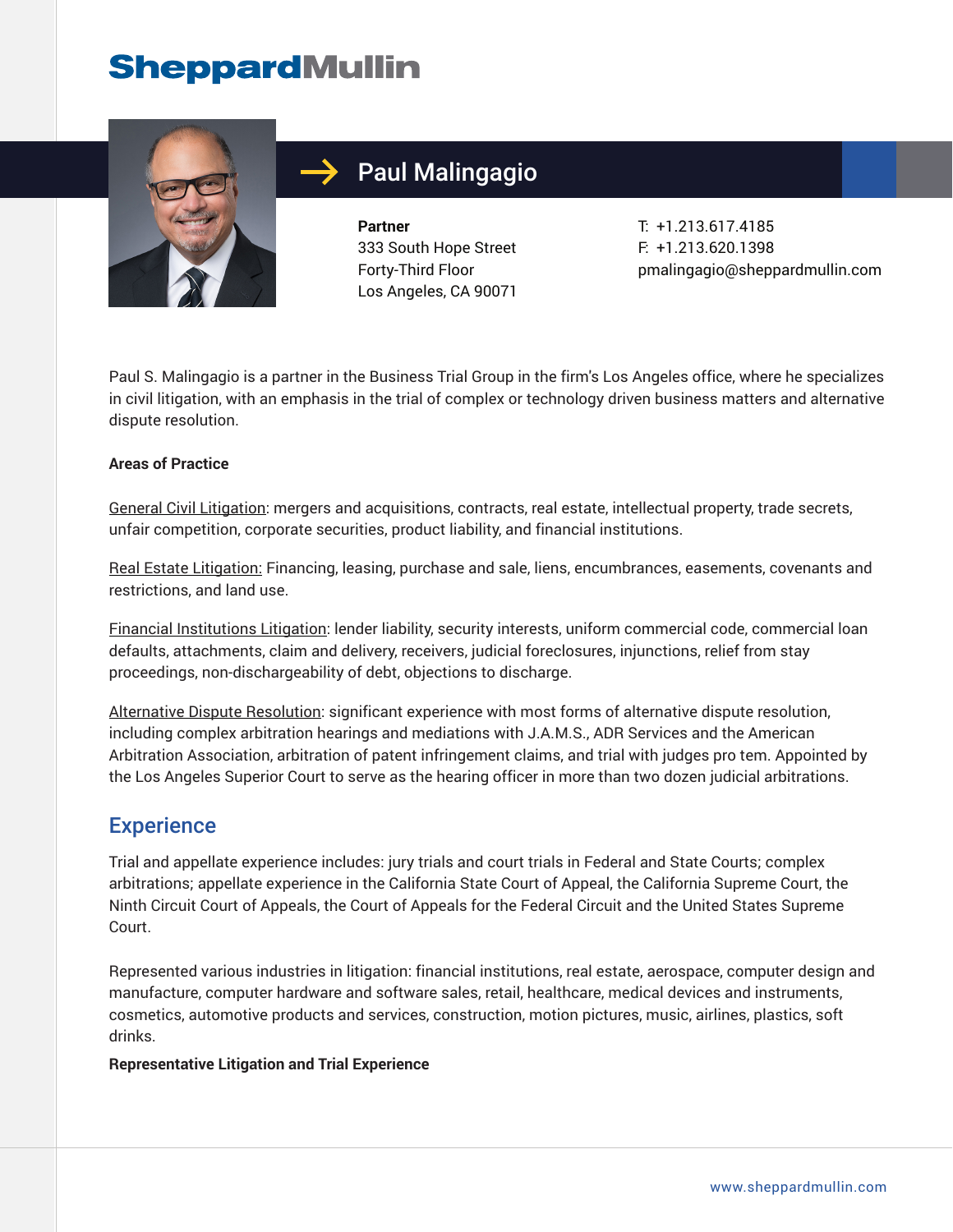SheppardMullin

# Paul Malingagio

**Partner**
333 South Hope Street
Forty-Third Floor
Los Angeles, CA 90071

T: +1.213.617.4185
F: +1.213.620.1398
pmalingagio@sheppardmullin.com

Paul S. Malingagio is a partner in the Business Trial Group in the firm's Los Angeles office, where he specializes in civil litigation, with an emphasis in the trial of complex or technology driven business matters and alternative dispute resolution.

**Areas of Practice**

General Civil Litigation: mergers and acquisitions, contracts, real estate, intellectual property, trade secrets, unfair competition, corporate securities, product liability, and financial institutions.

Real Estate Litigation: Financing, leasing, purchase and sale, liens, encumbrances, easements, covenants and restrictions, and land use.

Financial Institutions Litigation: lender liability, security interests, uniform commercial code, commercial loan defaults, attachments, claim and delivery, receivers, judicial foreclosures, injunctions, relief from stay proceedings, non-dischargeability of debt, objections to discharge.

Alternative Dispute Resolution: significant experience with most forms of alternative dispute resolution, including complex arbitration hearings and mediations with J.A.M.S., ADR Services and the American Arbitration Association, arbitration of patent infringement claims, and trial with judges pro tem. Appointed by the Los Angeles Superior Court to serve as the hearing officer in more than two dozen judicial arbitrations.

## Experience

Trial and appellate experience includes: jury trials and court trials in Federal and State Courts; complex arbitrations; appellate experience in the California State Court of Appeal, the California Supreme Court, the Ninth Circuit Court of Appeals, the Court of Appeals for the Federal Circuit and the United States Supreme Court.

Represented various industries in litigation: financial institutions, real estate, aerospace, computer design and manufacture, computer hardware and software sales, retail, healthcare, medical devices and instruments, cosmetics, automotive products and services, construction, motion pictures, music, airlines, plastics, soft drinks.

**Representative Litigation and Trial Experience**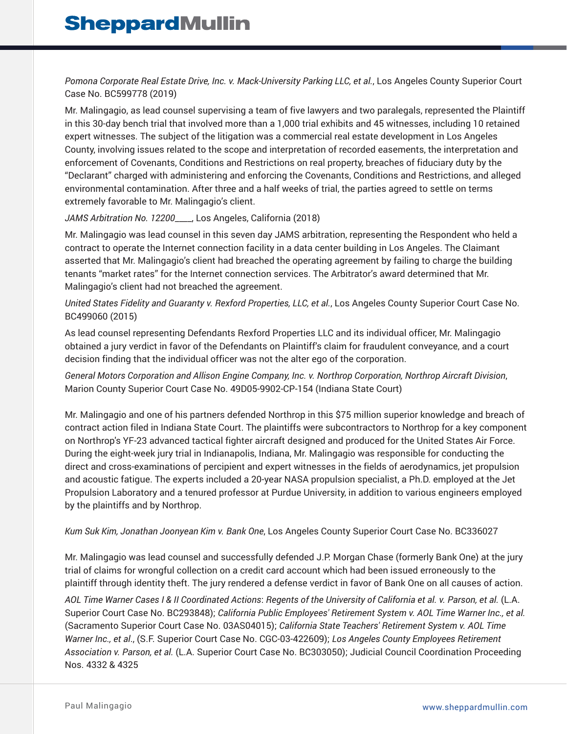*Pomona Corporate Real Estate Drive, Inc. v. Mack-University Parking LLC, et al.*, Los Angeles County Superior Court Case No. BC599778 (2019)

Mr. Malingagio, as lead counsel supervising a team of five lawyers and two paralegals, represented the Plaintiff in this 30-day bench trial that involved more than a 1,000 trial exhibits and 45 witnesses, including 10 retained expert witnesses. The subject of the litigation was a commercial real estate development in Los Angeles County, involving issues related to the scope and interpretation of recorded easements, the interpretation and enforcement of Covenants, Conditions and Restrictions on real property, breaches of fiduciary duty by the "Declarant" charged with administering and enforcing the Covenants, Conditions and Restrictions, and alleged environmental contamination. After three and a half weeks of trial, the parties agreed to settle on terms extremely favorable to Mr. Malingagio's client.

*JAMS Arbitration No. 12200____*, Los Angeles, California (2018)

Mr. Malingagio was lead counsel in this seven day JAMS arbitration, representing the Respondent who held a contract to operate the Internet connection facility in a data center building in Los Angeles. The Claimant asserted that Mr. Malingagio's client had breached the operating agreement by failing to charge the building tenants "market rates" for the Internet connection services. The Arbitrator's award determined that Mr. Malingagio's client had not breached the agreement.

*United States Fidelity and Guaranty v. Rexford Properties, LLC, et al.*, Los Angeles County Superior Court Case No. BC499060 (2015)

As lead counsel representing Defendants Rexford Properties LLC and its individual officer, Mr. Malingagio obtained a jury verdict in favor of the Defendants on Plaintiff's claim for fraudulent conveyance, and a court decision finding that the individual officer was not the alter ego of the corporation.

*General Motors Corporation and Allison Engine Company, Inc. v. Northrop Corporation, Northrop Aircraft Division*, Marion County Superior Court Case No. 49D05-9902-CP-154 (Indiana State Court)

Mr. Malingagio and one of his partners defended Northrop in this $75 million superior knowledge and breach of contract action filed in Indiana State Court. The plaintiffs were subcontractors to Northrop for a key component on Northrop's YF-23 advanced tactical fighter aircraft designed and produced for the United States Air Force. During the eight-week jury trial in Indianapolis, Indiana, Mr. Malingagio was responsible for conducting the direct and cross-examinations of percipient and expert witnesses in the fields of aerodynamics, jet propulsion and acoustic fatigue. The experts included a 20-year NASA propulsion specialist, a Ph.D. employed at the Jet Propulsion Laboratory and a tenured professor at Purdue University, in addition to various engineers employed by the plaintiffs and by Northrop.

*Kum Suk Kim, Jonathan Joonyean Kim v. Bank One*, Los Angeles County Superior Court Case No. BC336027

Mr. Malingagio was lead counsel and successfully defended J.P. Morgan Chase (formerly Bank One) at the jury trial of claims for wrongful collection on a credit card account which had been issued erroneously to the plaintiff through identity theft. The jury rendered a defense verdict in favor of Bank One on all causes of action.

*AOL Time Warner Cases I & II Coordinated Actions*: *Regents of the University of California et al. v. Parson, et al.* (L.A. Superior Court Case No. BC293848); *California Public Employees' Retirement System v. AOL Time Warner Inc., et al.* (Sacramento Superior Court Case No. 03AS04015); *California State Teachers' Retirement System v. AOL Time Warner Inc., et al.*, (S.F. Superior Court Case No. CGC-03-422609); *Los Angeles County Employees Retirement Association v. Parson, et al.* (L.A. Superior Court Case No. BC303050); Judicial Council Coordination Proceeding Nos. 4332 & 4325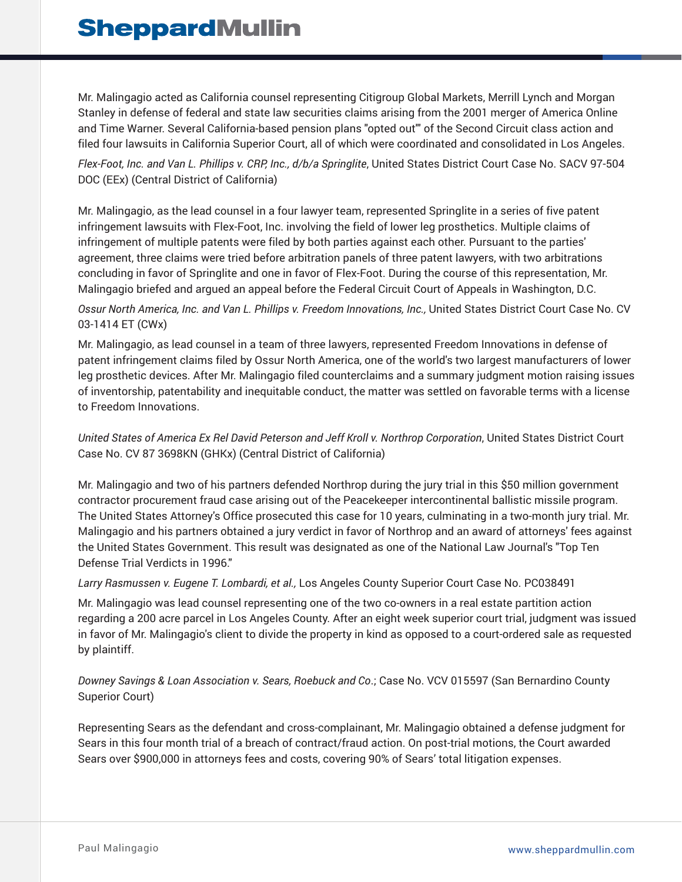Mr. Malingagio acted as California counsel representing Citigroup Global Markets, Merrill Lynch and Morgan Stanley in defense of federal and state law securities claims arising from the 2001 merger of America Online and Time Warner. Several California-based pension plans "opted out"' of the Second Circuit class action and filed four lawsuits in California Superior Court, all of which were coordinated and consolidated in Los Angeles.

*Flex-Foot, Inc. and Van L. Phillips v. CRP, Inc., d/b/a Springlite*, United States District Court Case No. SACV 97-504 DOC (EEx) (Central District of California)

Mr. Malingagio, as the lead counsel in a four lawyer team, represented Springlite in a series of five patent infringement lawsuits with Flex-Foot, Inc. involving the field of lower leg prosthetics. Multiple claims of infringement of multiple patents were filed by both parties against each other. Pursuant to the parties' agreement, three claims were tried before arbitration panels of three patent lawyers, with two arbitrations concluding in favor of Springlite and one in favor of Flex-Foot. During the course of this representation, Mr. Malingagio briefed and argued an appeal before the Federal Circuit Court of Appeals in Washington, D.C.

*Ossur North America, Inc. and Van L. Phillips v. Freedom Innovations, Inc.,* United States District Court Case No. CV 03-1414 ET (CWx)

Mr. Malingagio, as lead counsel in a team of three lawyers, represented Freedom Innovations in defense of patent infringement claims filed by Ossur North America, one of the world's two largest manufacturers of lower leg prosthetic devices. After Mr. Malingagio filed counterclaims and a summary judgment motion raising issues of inventorship, patentability and inequitable conduct, the matter was settled on favorable terms with a license to Freedom Innovations.

*United States of America Ex Rel David Peterson and Jeff Kroll v. Northrop Corporation*, United States District Court Case No. CV 87 3698KN (GHKx) (Central District of California)

Mr. Malingagio and two of his partners defended Northrop during the jury trial in this $50 million government contractor procurement fraud case arising out of the Peacekeeper intercontinental ballistic missile program. The United States Attorney's Office prosecuted this case for 10 years, culminating in a two-month jury trial. Mr. Malingagio and his partners obtained a jury verdict in favor of Northrop and an award of attorneys' fees against the United States Government. This result was designated as one of the National Law Journal's "Top Ten Defense Trial Verdicts in 1996."

*Larry Rasmussen v. Eugene T. Lombardi, et al.,* Los Angeles County Superior Court Case No. PC038491

Mr. Malingagio was lead counsel representing one of the two co-owners in a real estate partition action regarding a 200 acre parcel in Los Angeles County. After an eight week superior court trial, judgment was issued in favor of Mr. Malingagio's client to divide the property in kind as opposed to a court-ordered sale as requested by plaintiff.

*Downey Savings & Loan Association v. Sears, Roebuck and Co*.; Case No. VCV 015597 (San Bernardino County Superior Court)

Representing Sears as the defendant and cross-complainant, Mr. Malingagio obtained a defense judgment for Sears in this four month trial of a breach of contract/fraud action. On post-trial motions, the Court awarded Sears over $900,000 in attorneys fees and costs, covering 90% of Sears' total litigation expenses.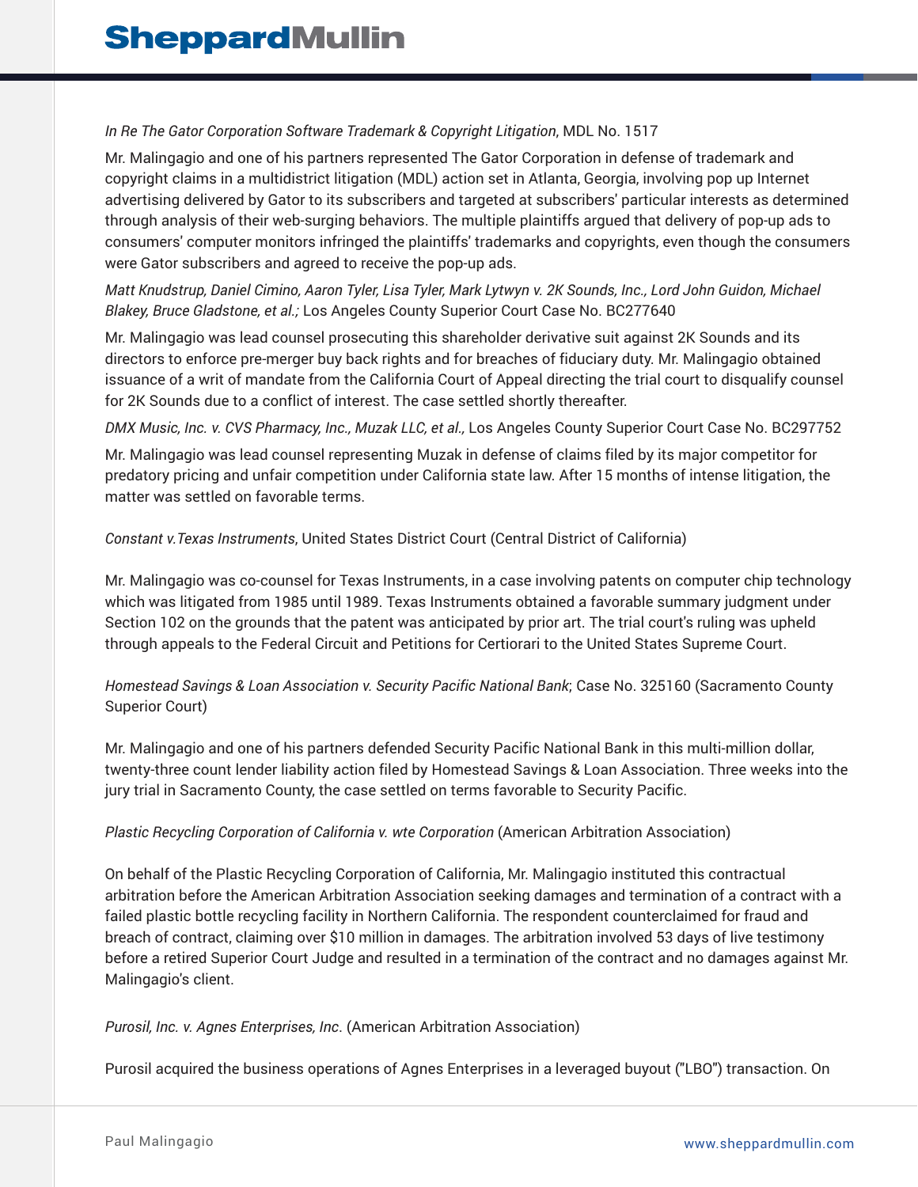*In Re The Gator Corporation Software Trademark & Copyright Litigation*, MDL No. 1517

Mr. Malingagio and one of his partners represented The Gator Corporation in defense of trademark and copyright claims in a multidistrict litigation (MDL) action set in Atlanta, Georgia, involving pop up Internet advertising delivered by Gator to its subscribers and targeted at subscribers' particular interests as determined through analysis of their web-surging behaviors. The multiple plaintiffs argued that delivery of pop-up ads to consumers' computer monitors infringed the plaintiffs' trademarks and copyrights, even though the consumers were Gator subscribers and agreed to receive the pop-up ads.

*Matt Knudstrup, Daniel Cimino, Aaron Tyler, Lisa Tyler, Mark Lytwyn v. 2K Sounds, Inc., Lord John Guidon, Michael Blakey, Bruce Gladstone, et al.;* Los Angeles County Superior Court Case No. BC277640

Mr. Malingagio was lead counsel prosecuting this shareholder derivative suit against 2K Sounds and its directors to enforce pre-merger buy back rights and for breaches of fiduciary duty. Mr. Malingagio obtained issuance of a writ of mandate from the California Court of Appeal directing the trial court to disqualify counsel for 2K Sounds due to a conflict of interest. The case settled shortly thereafter.

*DMX Music, Inc. v. CVS Pharmacy, Inc., Muzak LLC, et al.,* Los Angeles County Superior Court Case No. BC297752

Mr. Malingagio was lead counsel representing Muzak in defense of claims filed by its major competitor for predatory pricing and unfair competition under California state law. After 15 months of intense litigation, the matter was settled on favorable terms.

*Constant v.Texas Instruments*, United States District Court (Central District of California)

Mr. Malingagio was co-counsel for Texas Instruments, in a case involving patents on computer chip technology which was litigated from 1985 until 1989. Texas Instruments obtained a favorable summary judgment under Section 102 on the grounds that the patent was anticipated by prior art. The trial court's ruling was upheld through appeals to the Federal Circuit and Petitions for Certiorari to the United States Supreme Court.

*Homestead Savings & Loan Association v. Security Pacific National Bank*; Case No. 325160 (Sacramento County Superior Court)

Mr. Malingagio and one of his partners defended Security Pacific National Bank in this multi-million dollar, twenty-three count lender liability action filed by Homestead Savings & Loan Association. Three weeks into the jury trial in Sacramento County, the case settled on terms favorable to Security Pacific.

*Plastic Recycling Corporation of California v. wte Corporation* (American Arbitration Association)

On behalf of the Plastic Recycling Corporation of California, Mr. Malingagio instituted this contractual arbitration before the American Arbitration Association seeking damages and termination of a contract with a failed plastic bottle recycling facility in Northern California. The respondent counterclaimed for fraud and breach of contract, claiming over $10 million in damages. The arbitration involved 53 days of live testimony before a retired Superior Court Judge and resulted in a termination of the contract and no damages against Mr. Malingagio's client.

*Purosil, Inc. v. Agnes Enterprises, Inc*. (American Arbitration Association)

Purosil acquired the business operations of Agnes Enterprises in a leveraged buyout ("LBO") transaction. On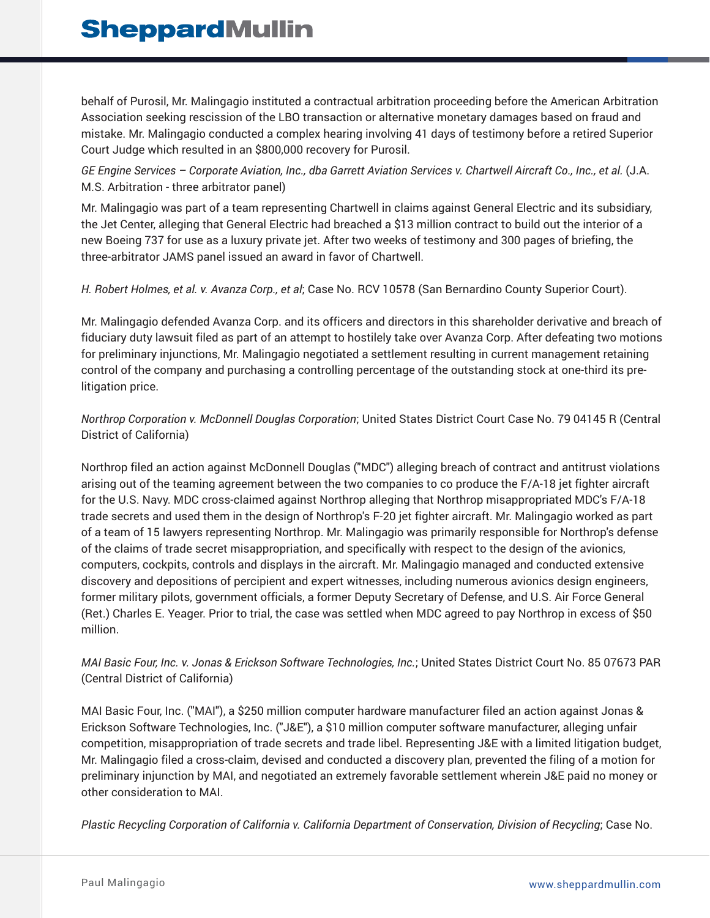behalf of Purosil, Mr. Malingagio instituted a contractual arbitration proceeding before the American Arbitration Association seeking rescission of the LBO transaction or alternative monetary damages based on fraud and mistake. Mr. Malingagio conducted a complex hearing involving 41 days of testimony before a retired Superior Court Judge which resulted in an $800,000 recovery for Purosil.

*GE Engine Services – Corporate Aviation, Inc., dba Garrett Aviation Services v. Chartwell Aircraft Co., Inc., et al.* (J.A. M.S. Arbitration - three arbitrator panel)

Mr. Malingagio was part of a team representing Chartwell in claims against General Electric and its subsidiary, the Jet Center, alleging that General Electric had breached a $13 million contract to build out the interior of a new Boeing 737 for use as a luxury private jet. After two weeks of testimony and 300 pages of briefing, the three-arbitrator JAMS panel issued an award in favor of Chartwell.

*H. Robert Holmes, et al. v. Avanza Corp., et al*; Case No. RCV 10578 (San Bernardino County Superior Court).

Mr. Malingagio defended Avanza Corp. and its officers and directors in this shareholder derivative and breach of fiduciary duty lawsuit filed as part of an attempt to hostilely take over Avanza Corp. After defeating two motions for preliminary injunctions, Mr. Malingagio negotiated a settlement resulting in current management retaining control of the company and purchasing a controlling percentage of the outstanding stock at one-third its pre-litigation price.

*Northrop Corporation v. McDonnell Douglas Corporation*; United States District Court Case No. 79 04145 R (Central District of California)

Northrop filed an action against McDonnell Douglas ("MDC") alleging breach of contract and antitrust violations arising out of the teaming agreement between the two companies to co produce the F/A-18 jet fighter aircraft for the U.S. Navy. MDC cross-claimed against Northrop alleging that Northrop misappropriated MDC's F/A-18 trade secrets and used them in the design of Northrop's F-20 jet fighter aircraft. Mr. Malingagio worked as part of a team of 15 lawyers representing Northrop. Mr. Malingagio was primarily responsible for Northrop's defense of the claims of trade secret misappropriation, and specifically with respect to the design of the avionics, computers, cockpits, controls and displays in the aircraft. Mr. Malingagio managed and conducted extensive discovery and depositions of percipient and expert witnesses, including numerous avionics design engineers, former military pilots, government officials, a former Deputy Secretary of Defense, and U.S. Air Force General (Ret.) Charles E. Yeager. Prior to trial, the case was settled when MDC agreed to pay Northrop in excess of $50 million.

*MAI Basic Four, Inc. v. Jonas & Erickson Software Technologies, Inc.*; United States District Court No. 85 07673 PAR (Central District of California)

MAI Basic Four, Inc. ("MAI"), a $250 million computer hardware manufacturer filed an action against Jonas & Erickson Software Technologies, Inc. ("J&E"), a $10 million computer software manufacturer, alleging unfair competition, misappropriation of trade secrets and trade libel. Representing J&E with a limited litigation budget, Mr. Malingagio filed a cross-claim, devised and conducted a discovery plan, prevented the filing of a motion for preliminary injunction by MAI, and negotiated an extremely favorable settlement wherein J&E paid no money or other consideration to MAI.

*Plastic Recycling Corporation of California v. California Department of Conservation, Division of Recycling*; Case No.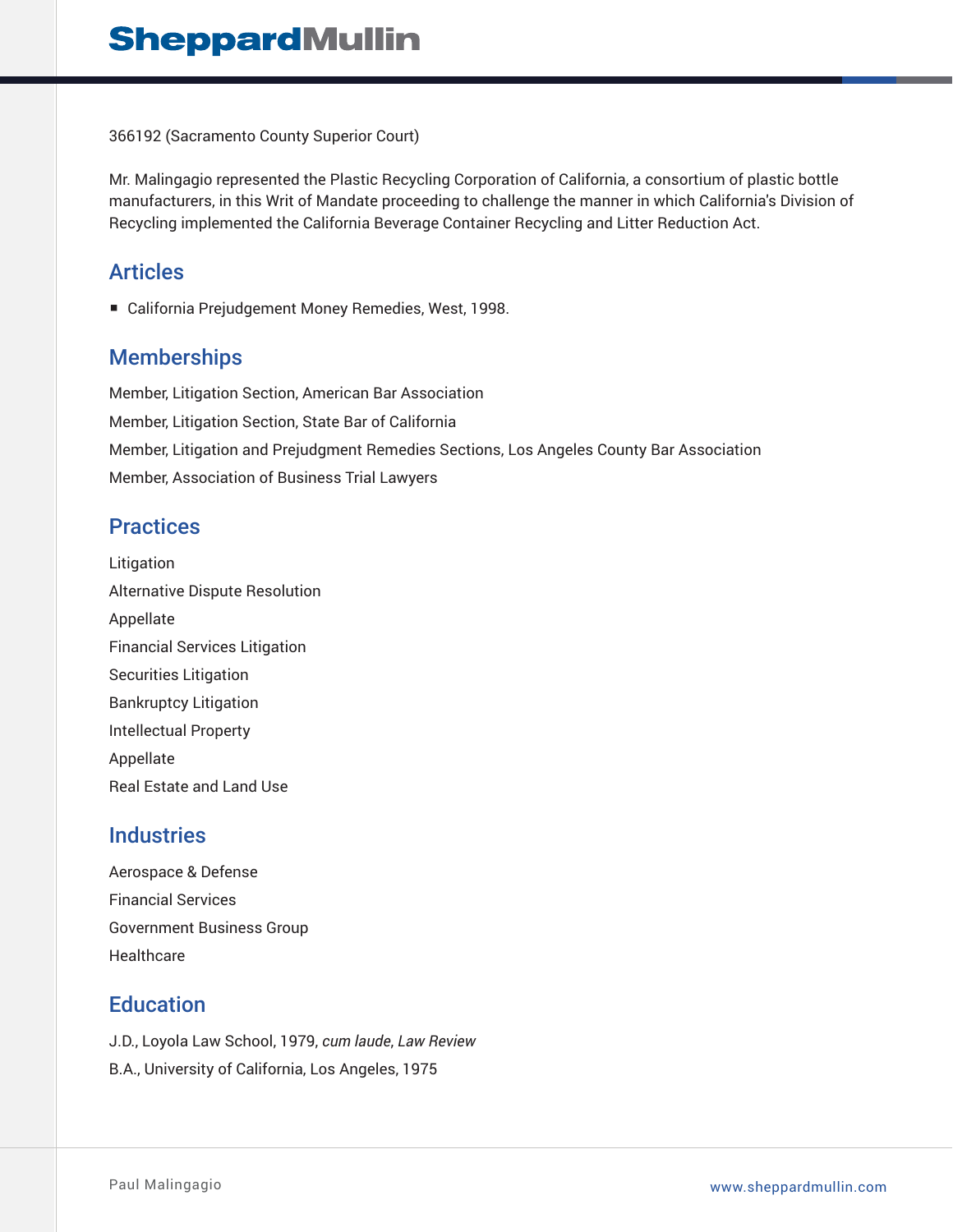366192 (Sacramento County Superior Court)

Mr. Malingagio represented the Plastic Recycling Corporation of California, a consortium of plastic bottle manufacturers, in this Writ of Mandate proceeding to challenge the manner in which California's Division of Recycling implemented the California Beverage Container Recycling and Litter Reduction Act.

## Articles

- California Prejudgement Money Remedies, West, 1998.

## Memberships

Member, Litigation Section, American Bar Association

Member, Litigation Section, State Bar of California

Member, Litigation and Prejudgment Remedies Sections, Los Angeles County Bar Association

Member, Association of Business Trial Lawyers

## Practices

Litigation

Alternative Dispute Resolution

Appellate

Financial Services Litigation

Securities Litigation

Bankruptcy Litigation

Intellectual Property

Appellate

Real Estate and Land Use

## Industries

Aerospace & Defense

Financial Services

Government Business Group

Healthcare

## Education

J.D., Loyola Law School, 1979, *cum laude*, *Law Review*

B.A., University of California, Los Angeles, 1975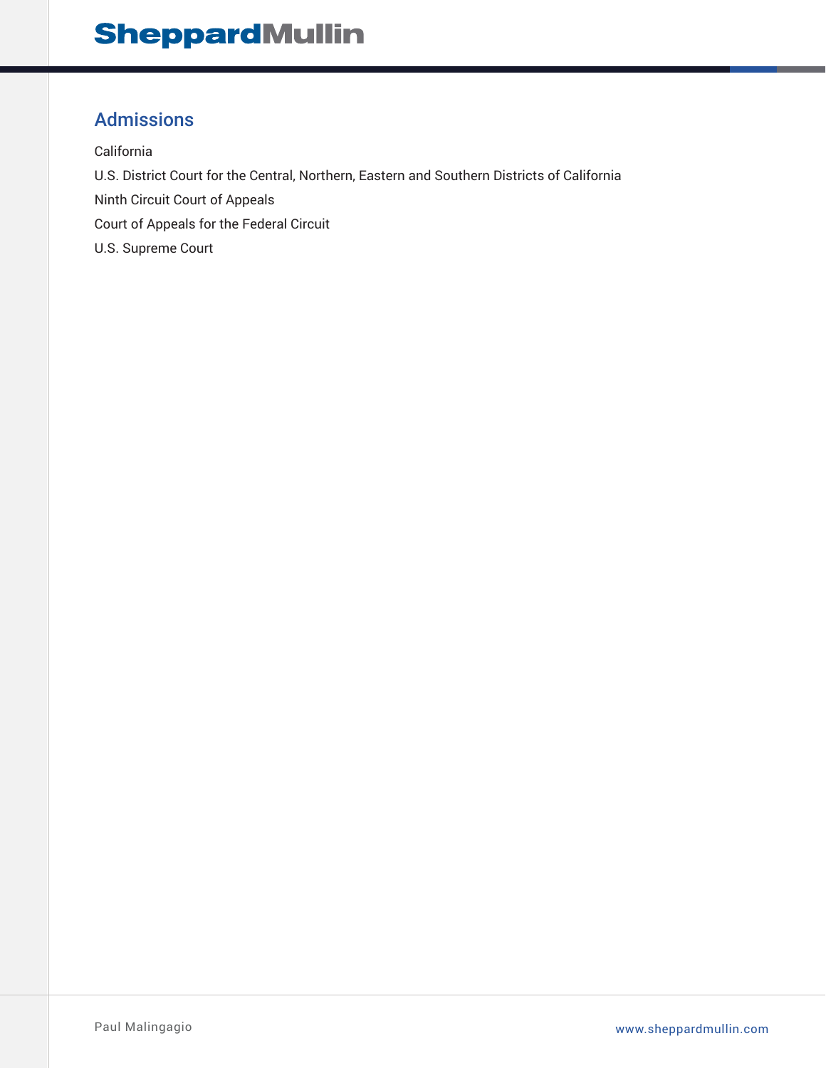## Admissions

California

U.S. District Court for the Central, Northern, Eastern and Southern Districts of California

Ninth Circuit Court of Appeals

Court of Appeals for the Federal Circuit

U.S. Supreme Court